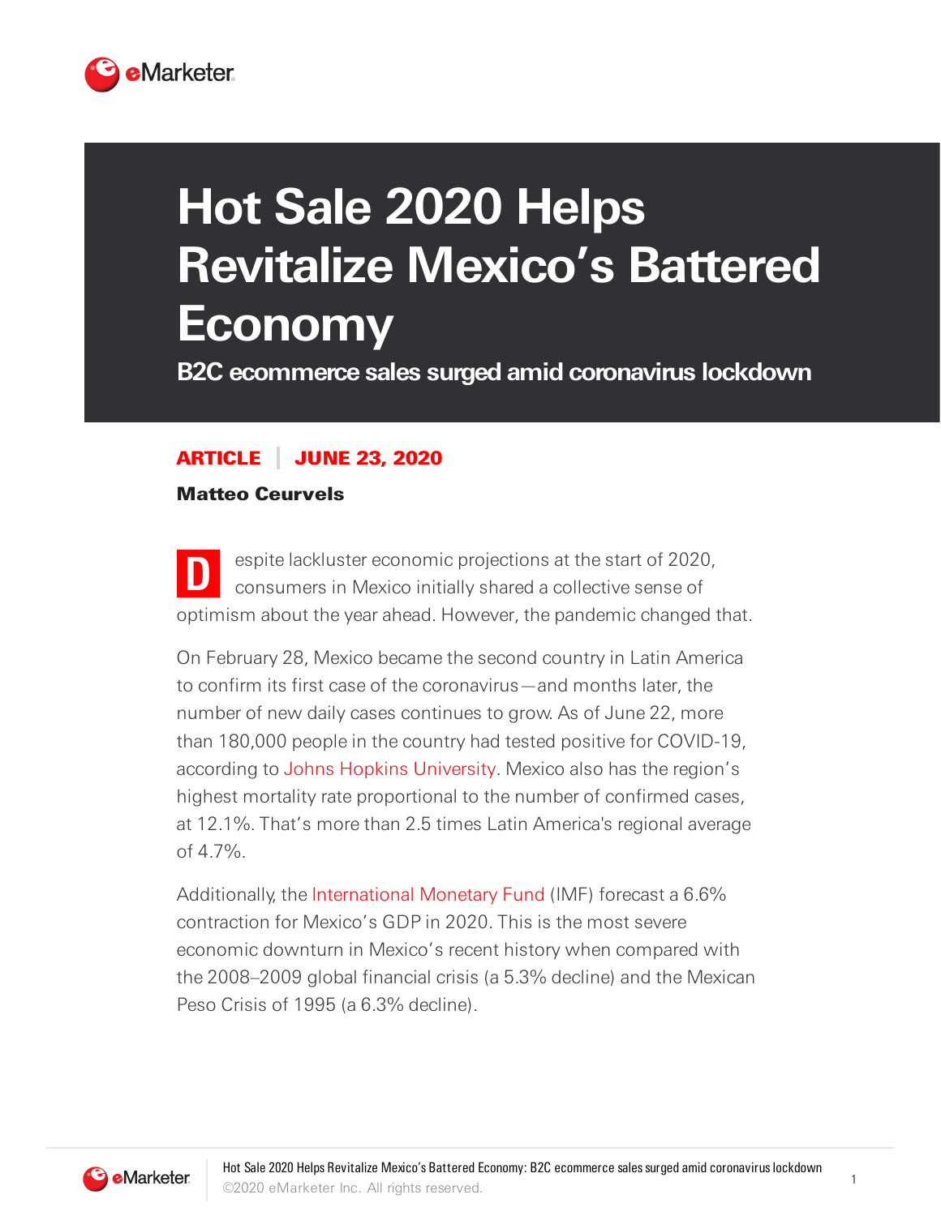# Hot Sale 2020 Helps Revitalize Mexico's Battered Economy

## B2C ecommerce sales surged amid coronavirus lockdown

**ARTICLE | JUNE 23, 2020**

**Matteo Ceurvels**

Despite lackluster economic projections at the start of 2020, consumers in Mexico initially shared a collective sense of optimism about the year ahead. However, the pandemic changed that.

On February 28, Mexico became the second country in Latin America to confirm its first case of the coronavirus—and months later, the number of new daily cases continues to grow. As of June 22, more than 180,000 people in the country had tested positive for COVID-19, according to Johns Hopkins University. Mexico also has the region's highest mortality rate proportional to the number of confirmed cases, at 12.1%. That's more than 2.5 times Latin America's regional average of 4.7%.

Additionally, the International Monetary Fund (IMF) forecast a 6.6% contraction for Mexico's GDP in 2020. This is the most severe economic downturn in Mexico's recent history when compared with the 2008–2009 global financial crisis (a 5.3% decline) and the Mexican Peso Crisis of 1995 (a 6.3% decline).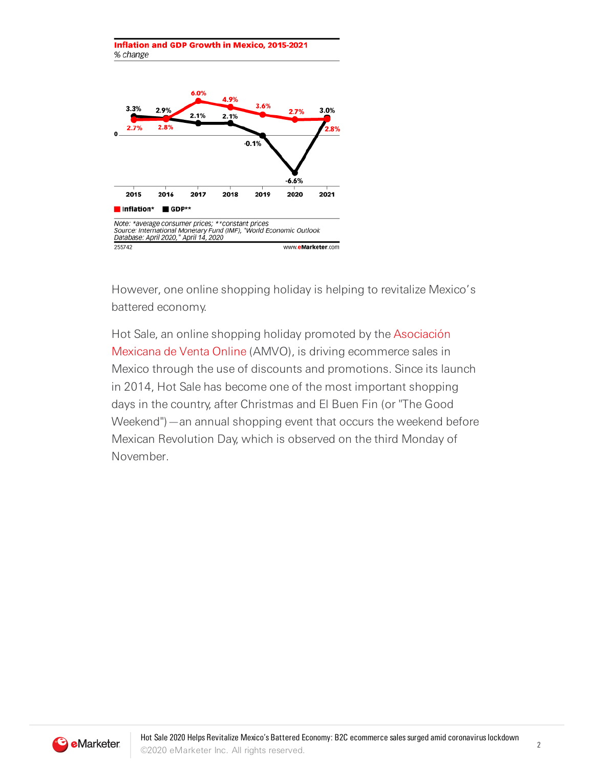**Inflation and GDP Growth in Mexico, 2015-2021**
*% change*

| | 2015 | 2016 | 2017 | 2018 | 2019 | 2020 | 2021 |
|---|---|---|---|---|---|---|---|
| Inflation* | 2.7% | 2.8% | 6.0% | 4.9% | 3.6% | 2.7% | 2.8% |
| GDP** | 3.3% | 2.9% | 2.1% | 2.1% | -0.1% | -6.6% | 3.0% |

Note: *average consumer prices; **constant prices
Source: International Monetary Fund (IMF), "World Economic Outlook Database: April 2020," April 14, 2020

255742 www.eMarketer.com

However, one online shopping holiday is helping to revitalize Mexico's battered economy.

Hot Sale, an online shopping holiday promoted by the Asociación Mexicana de Venta Online (AMVO), is driving ecommerce sales in Mexico through the use of discounts and promotions. Since its launch in 2014, Hot Sale has become one of the most important shopping days in the country, after Christmas and El Buen Fin (or "The Good Weekend")—an annual shopping event that occurs the weekend before Mexican Revolution Day, which is observed on the third Monday of November.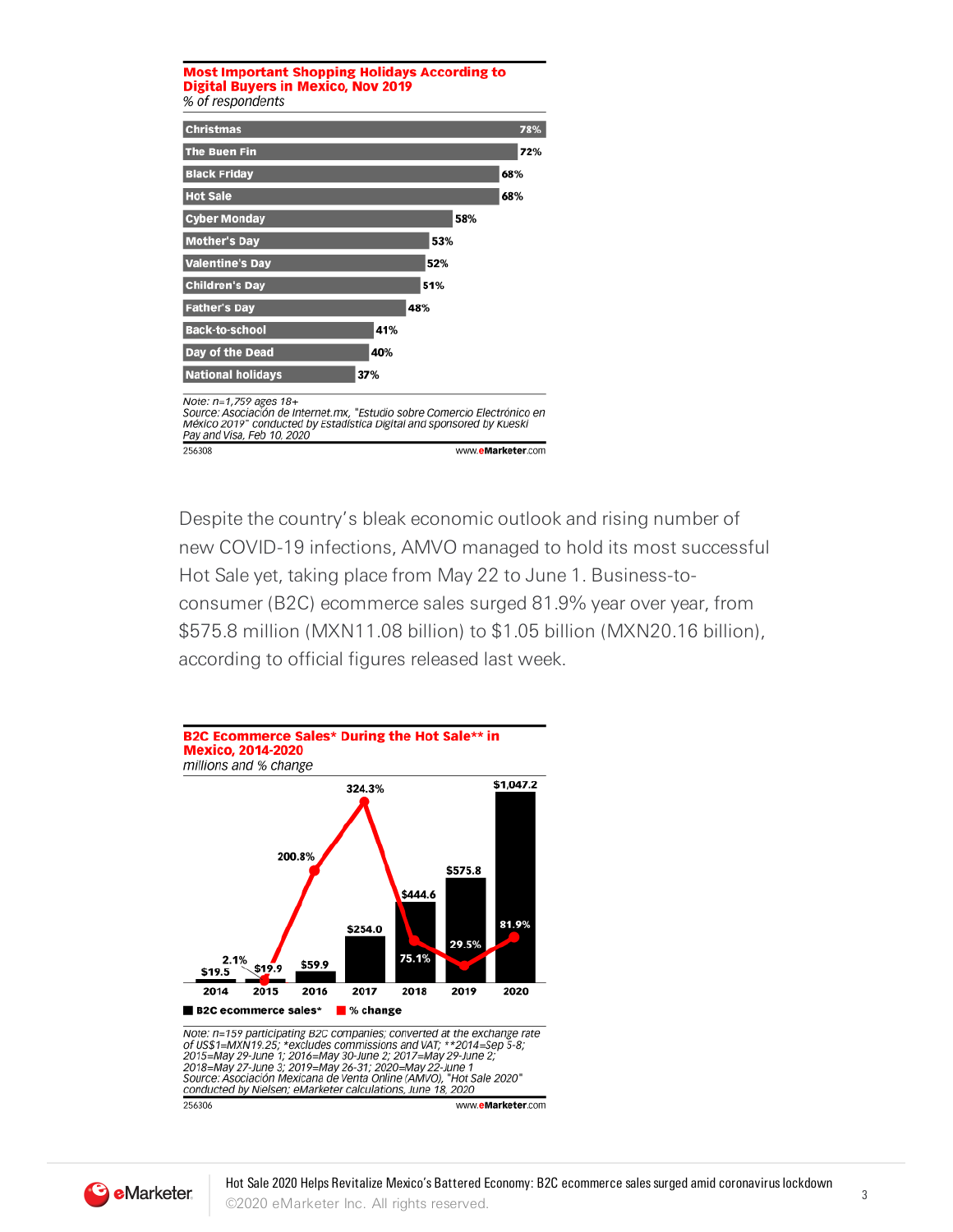**Most Important Shopping Holidays According to Digital Buyers in Mexico, Nov 2019**

*% of respondents*

| Holiday | % |
|---|---|
| Christmas | 78% |
| The Buen Fin | 72% |
| Black Friday | 68% |
| Hot Sale | 68% |
| Cyber Monday | 58% |
| Mother's Day | 53% |
| Valentine's Day | 52% |
| Children's Day | 51% |
| Father's Day | 48% |
| Back-to-school | 41% |
| Day of the Dead | 40% |
| National holidays | 37% |

Note: n=1,759 ages 18+
Source: Asociación de Internet.mx, "Estudio sobre Comercio Electrónico en México 2019" conducted by Estadística Digital and sponsored by Kueski Pay and Visa, Feb 10, 2020

256308 www.eMarketer.com

Despite the country's bleak economic outlook and rising number of new COVID-19 infections, AMVO managed to hold its most successful Hot Sale yet, taking place from May 22 to June 1. Business-to-consumer (B2C) ecommerce sales surged 81.9% year over year, from $575.8 million (MXN11.08 billion) to $1.05 billion (MXN20.16 billion), according to official figures released last week.

**B2C Ecommerce Sales* During the Hot Sale** in Mexico, 2014-2020**

*millions and % change*

| Year | B2C ecommerce sales* | % change |
|---|---|---|
| 2014 | $19.5 | |
| 2015 | $19.9 | 2.1% |
| 2016 | $59.9 | 200.8% |
| 2017 | $254.0 | 324.3% |
| 2018 | $444.6 | 75.1% |
| 2019 | $575.8 | 29.5% |
| 2020 | $1,047.2 | 81.9% |

Note: n=159 participating B2C companies; converted at the exchange rate of US$1=MXN19.25; *excludes commissions and VAT; **2014=Sep 5-8; 2015=May 29-June 1; 2016=May 30-June 2; 2017=May 29-June 2; 2018=May 27-June 3; 2019=May 26-31; 2020=May 22-June 1
Source: Asociación Mexicana de Venta Online (AMVO), "Hot Sale 2020" conducted by Nielsen; eMarketer calculations, June 18, 2020

256306 www.eMarketer.com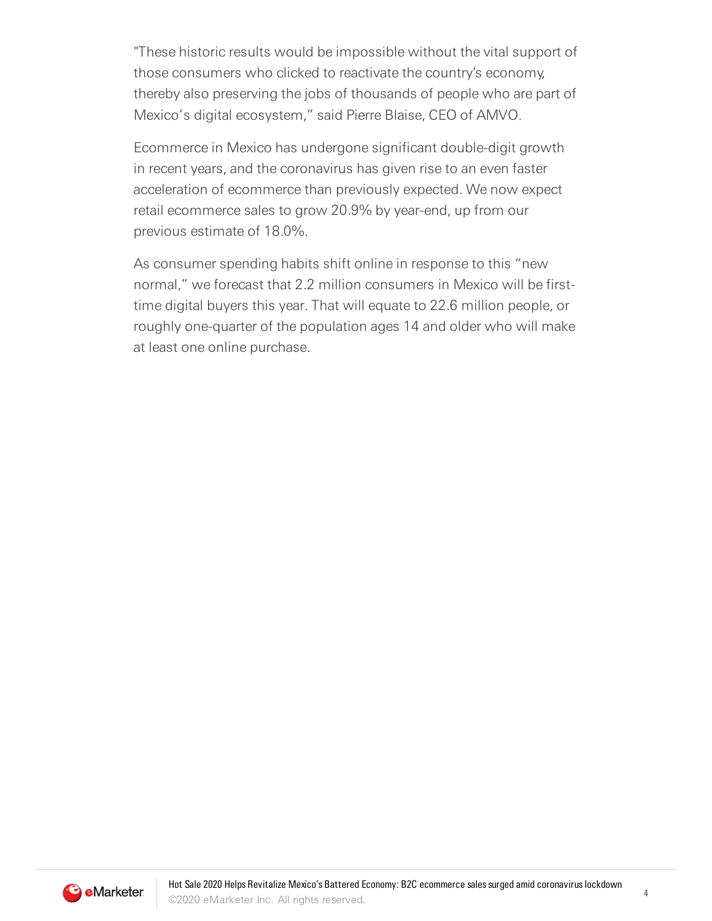"These historic results would be impossible without the vital support of those consumers who clicked to reactivate the country's economy, thereby also preserving the jobs of thousands of people who are part of Mexico's digital ecosystem," said Pierre Blaise, CEO of AMVO.

Ecommerce in Mexico has undergone significant double-digit growth in recent years, and the coronavirus has given rise to an even faster acceleration of ecommerce than previously expected. We now expect retail ecommerce sales to grow 20.9% by year-end, up from our previous estimate of 18.0%.

As consumer spending habits shift online in response to this "new normal," we forecast that 2.2 million consumers in Mexico will be first-time digital buyers this year. That will equate to 22.6 million people, or roughly one-quarter of the population ages 14 and older who will make at least one online purchase.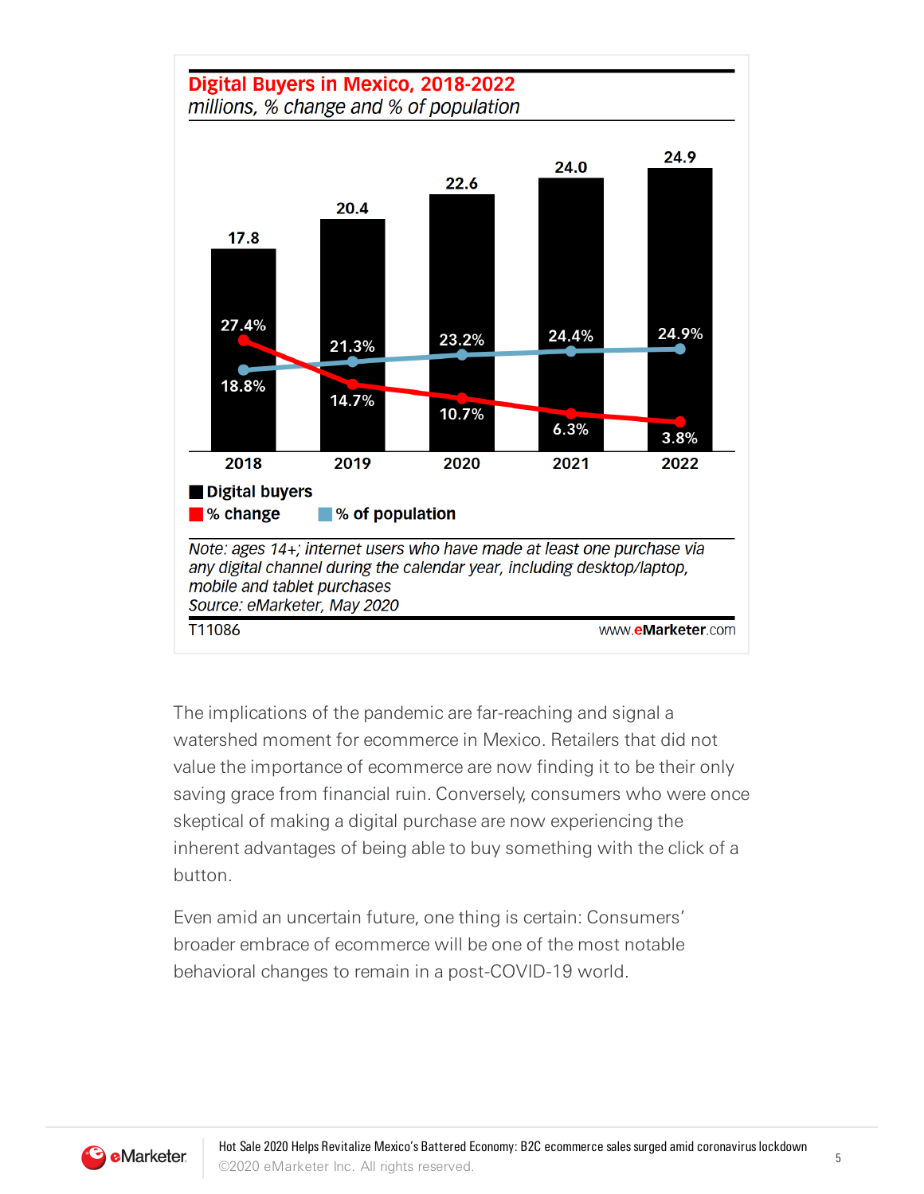## Digital Buyers in Mexico, 2018-2022

*millions, % change and % of population*

| | 2018 | 2019 | 2020 | 2021 | 2022 |
|---|---|---|---|---|---|
| Digital buyers | 17.8 | 20.4 | 22.6 | 24.0 | 24.9 |
| % change | 27.4% | 14.7% | 10.7% | 6.3% | 3.8% |
| % of population | 18.8% | 21.3% | 23.2% | 24.4% | 24.9% |

*Note: ages 14+; internet users who have made at least one purchase via any digital channel during the calendar year, including desktop/laptop, mobile and tablet purchases*
*Source: eMarketer, May 2020*

T11086 www.eMarketer.com

The implications of the pandemic are far-reaching and signal a watershed moment for ecommerce in Mexico. Retailers that did not value the importance of ecommerce are now finding it to be their only saving grace from financial ruin. Conversely, consumers who were once skeptical of making a digital purchase are now experiencing the inherent advantages of being able to buy something with the click of a button.

Even amid an uncertain future, one thing is certain: Consumers' broader embrace of ecommerce will be one of the most notable behavioral changes to remain in a post-COVID-19 world.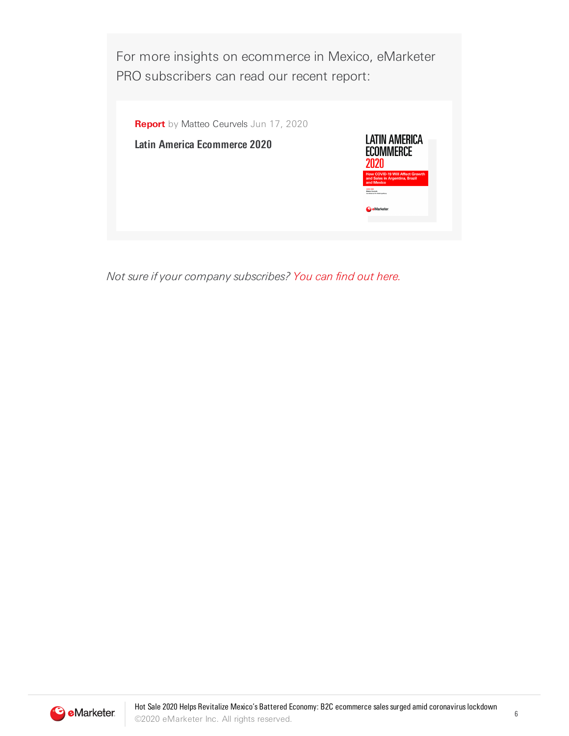For more insights on ecommerce in Mexico, eMarketer PRO subscribers can read our recent report:

**Report** by Matteo Ceurvels Jun 17, 2020

**Latin America Ecommerce 2020**

LATIN AMERICA ECOMMERCE 2020

How COVID-19 Will Affect Growth and Sales in Argentina, Brazil and Mexico

*Not sure if your company subscribes? You can find out here.*